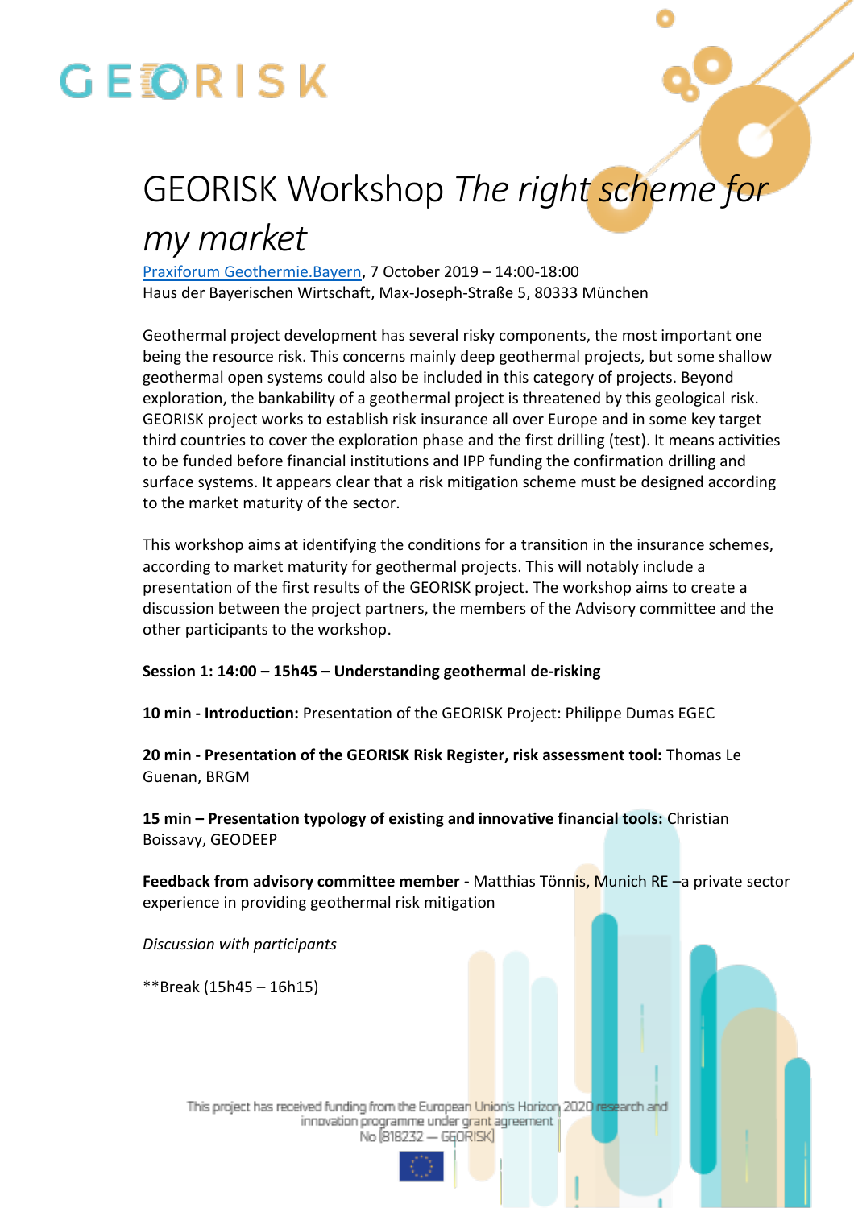# GEORISK Workshop *The right scheme for my market*

[Praxiforum Geothermie.Bayern](), 7 October 2019 – 14:00-18:00
Haus der Bayerischen Wirtschaft, Max-Joseph-Straße 5, 80333 München

Geothermal project development has several risky components, the most important one being the resource risk. This concerns mainly deep geothermal projects, but some shallow geothermal open systems could also be included in this category of projects. Beyond exploration, the bankability of a geothermal project is threatened by this geological risk. GEORISK project works to establish risk insurance all over Europe and in some key target third countries to cover the exploration phase and the first drilling (test). It means activities to be funded before financial institutions and IPP funding the confirmation drilling and surface systems. It appears clear that a risk mitigation scheme must be designed according to the market maturity of the sector.

This workshop aims at identifying the conditions for a transition in the insurance schemes, according to market maturity for geothermal projects. This will notably include a presentation of the first results of the GEORISK project. The workshop aims to create a discussion between the project partners, the members of the Advisory committee and the other participants to the workshop.

**Session 1: 14:00 – 15h45 – Understanding geothermal de-risking**

**10 min - Introduction:** Presentation of the GEORISK Project: Philippe Dumas EGEC

**20 min - Presentation of the GEORISK Risk Register, risk assessment tool:** Thomas Le Guenan, BRGM

**15 min – Presentation typology of existing and innovative financial tools:** Christian Boissavy, GEODEEP

**Feedback from advisory committee member -** Matthias Tönnis, Munich RE –a private sector experience in providing geothermal risk mitigation

*Discussion with participants*

**Break (15h45 – 16h15)

This project has received funding from the European Union's Horizon 2020 research and innovation programme under grant agreement No 818232 — GEORISK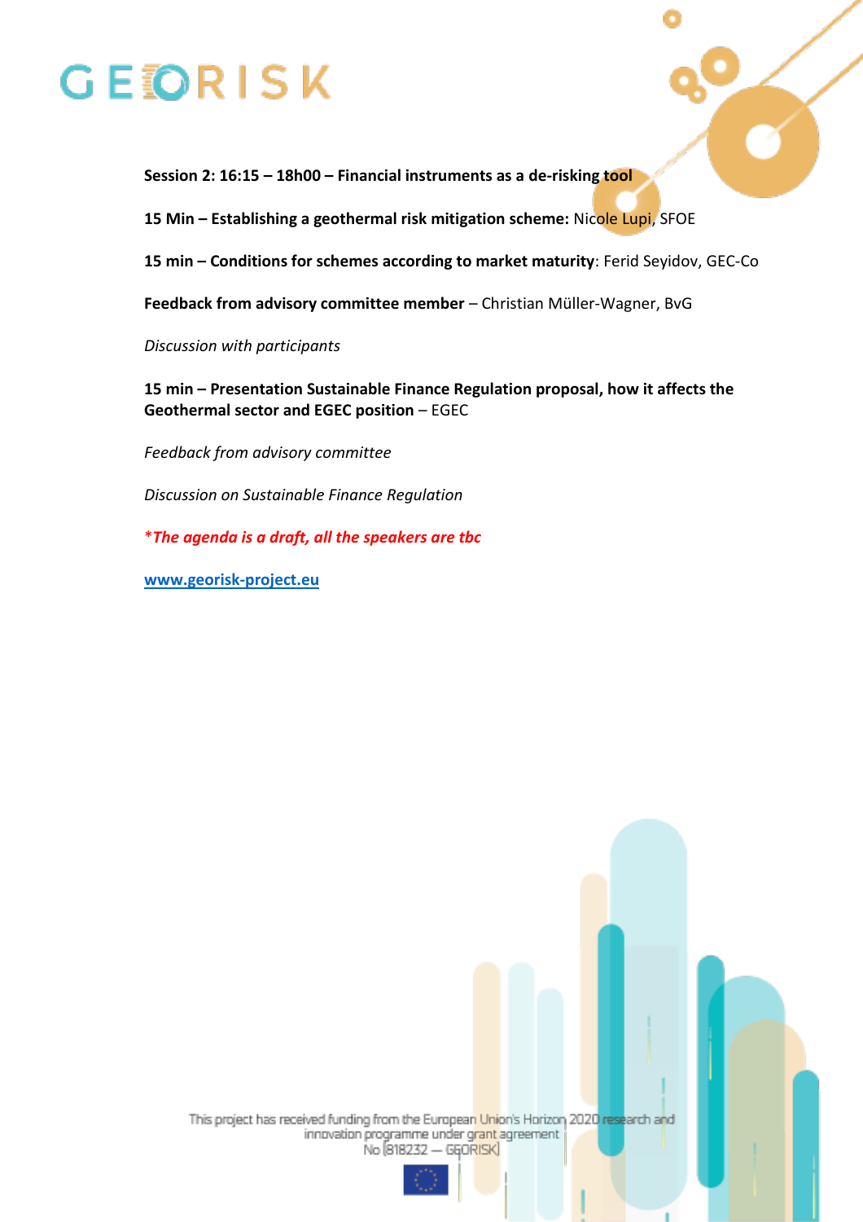**Session 2: 16:15 – 18h00 – Financial instruments as a de-risking tool**

**15 Min – Establishing a geothermal risk mitigation scheme:** Nicole Lupi, SFOE

**15 min – Conditions for schemes according to market maturity**: Ferid Seyidov, GEC-Co

**Feedback from advisory committee member** – Christian Müller-Wagner, BvG

*Discussion with participants*

**15 min – Presentation Sustainable Finance Regulation proposal, how it affects the Geothermal sector and EGEC position** – EGEC

*Feedback from advisory committee*

*Discussion on Sustainable Finance Regulation*

****The agenda is a draft, all the speakers are tbc***

[www.georisk-project.eu](http://www.georisk-project.eu)

This project has received funding from the European Union's Horizon 2020 research and innovation programme under grant agreement No 818232 — GEORISK